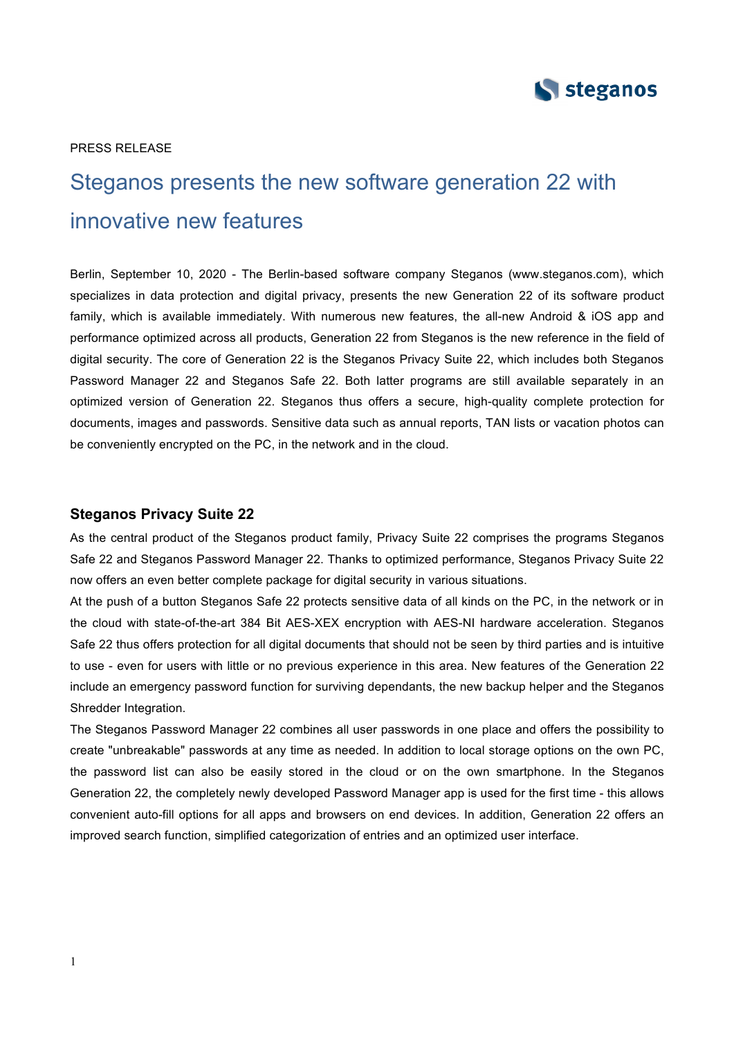PRESS RELEASE

# Steganos presents the new software generation 22 with innovative new features

Berlin, September 10, 2020 - The Berlin-based software company Steganos (www.steganos.com), which specializes in data protection and digital privacy, presents the new Generation 22 of its software product family, which is available immediately. With numerous new features, the all-new Android & iOS app and performance optimized across all products, Generation 22 from Steganos is the new reference in the field of digital security. The core of Generation 22 is the Steganos Privacy Suite 22, which includes both Steganos Password Manager 22 and Steganos Safe 22. Both latter programs are still available separately in an optimized version of Generation 22. Steganos thus offers a secure, high-quality complete protection for documents, images and passwords. Sensitive data such as annual reports, TAN lists or vacation photos can be conveniently encrypted on the PC, in the network and in the cloud.

## Steganos Privacy Suite 22

As the central product of the Steganos product family, Privacy Suite 22 comprises the programs Steganos Safe 22 and Steganos Password Manager 22. Thanks to optimized performance, Steganos Privacy Suite 22 now offers an even better complete package for digital security in various situations.

At the push of a button Steganos Safe 22 protects sensitive data of all kinds on the PC, in the network or in the cloud with state-of-the-art 384 Bit AES-XEX encryption with AES-NI hardware acceleration. Steganos Safe 22 thus offers protection for all digital documents that should not be seen by third parties and is intuitive to use - even for users with little or no previous experience in this area. New features of the Generation 22 include an emergency password function for surviving dependants, the new backup helper and the Steganos Shredder Integration.

The Steganos Password Manager 22 combines all user passwords in one place and offers the possibility to create "unbreakable" passwords at any time as needed. In addition to local storage options on the own PC, the password list can also be easily stored in the cloud or on the own smartphone. In the Steganos Generation 22, the completely newly developed Password Manager app is used for the first time - this allows convenient auto-fill options for all apps and browsers on end devices. In addition, Generation 22 offers an improved search function, simplified categorization of entries and an optimized user interface.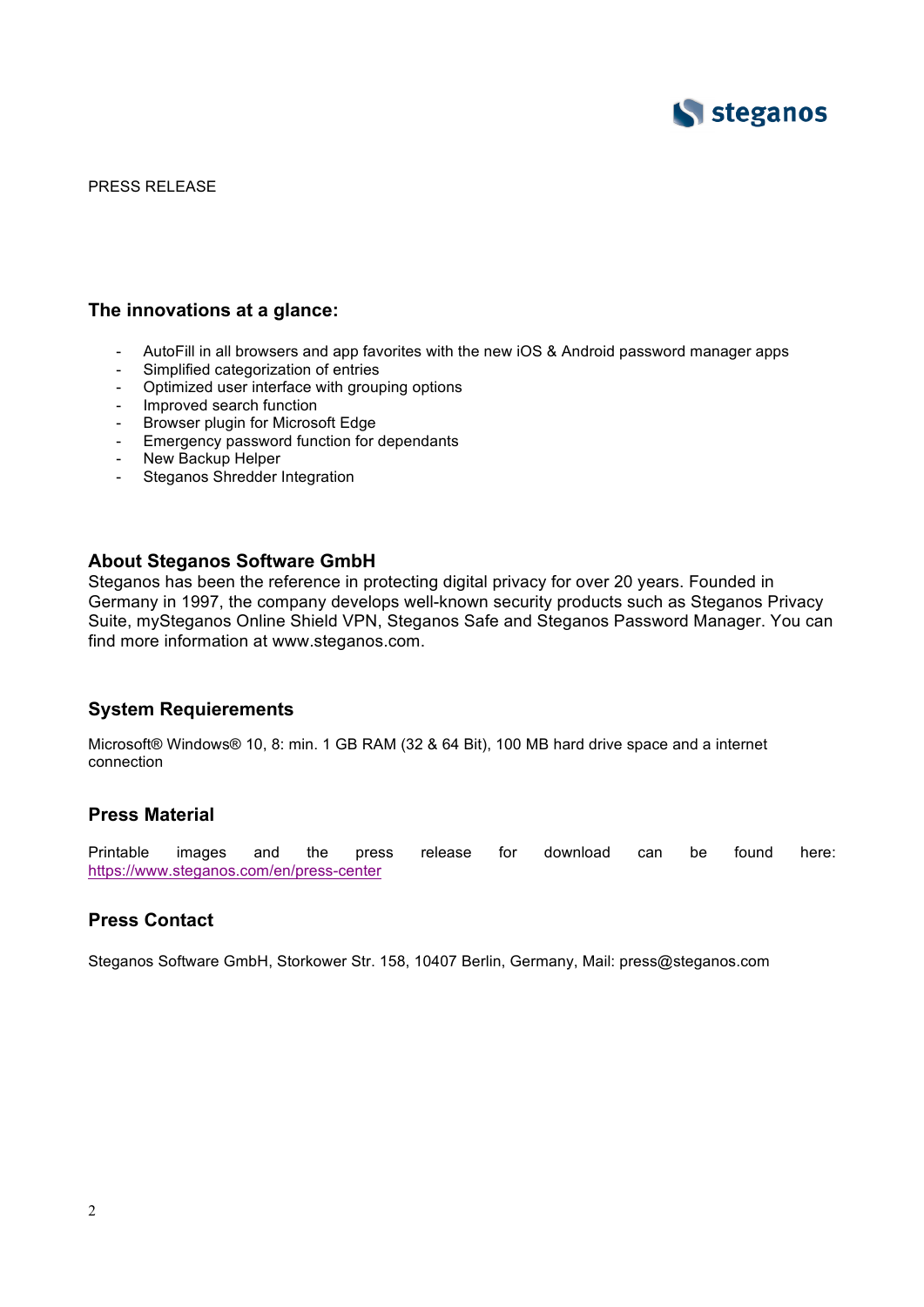PRESS RELEASE

## The innovations at a glance:

- AutoFill in all browsers and app favorites with the new iOS & Android password manager apps
- Simplified categorization of entries
- Optimized user interface with grouping options
- Improved search function
- Browser plugin for Microsoft Edge
- Emergency password function for dependants
- New Backup Helper
- Steganos Shredder Integration

## About Steganos Software GmbH

Steganos has been the reference in protecting digital privacy for over 20 years. Founded in Germany in 1997, the company develops well-known security products such as Steganos Privacy Suite, mySteganos Online Shield VPN, Steganos Safe and Steganos Password Manager. You can find more information at www.steganos.com.

## System Requierements

Microsoft® Windows® 10, 8: min. 1 GB RAM (32 & 64 Bit), 100 MB hard drive space and a internet connection

## Press Material

Printable images and the press release for download can be found here: https://www.steganos.com/en/press-center

## Press Contact

Steganos Software GmbH, Storkower Str. 158, 10407 Berlin, Germany, Mail: press@steganos.com